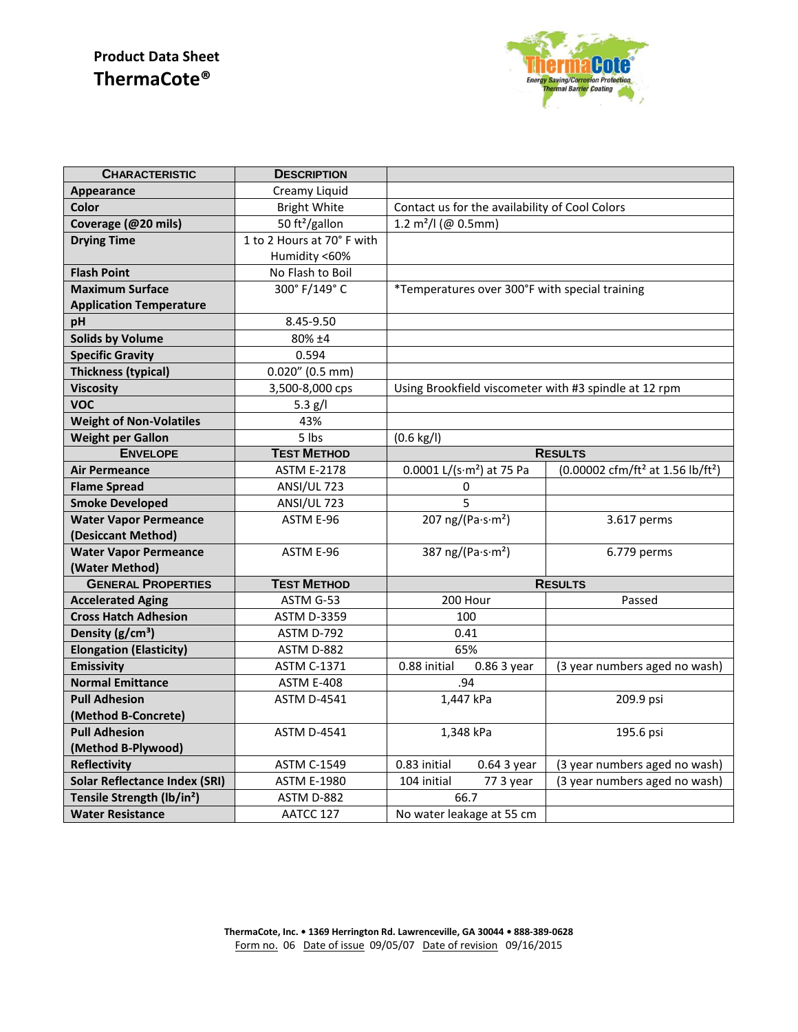**Product Data Sheet**

# ThermaCote®

| Characteristic | Description | | |
|---|---|---|---|
| **Appearance** | Creamy Liquid | | |
| **Color** | Bright White | Contact us for the availability of Cool Colors | |
| **Coverage (@20 mils)** | 50 ft²/gallon | 1.2 m²/l (@ 0.5mm) | |
| **Drying Time** | 1 to 2 Hours at 70° F with Humidity <60% | | |
| **Flash Point** | No Flash to Boil | | |
| **Maximum Surface Application Temperature** | 300° F/149° C | *Temperatures over 300°F with special training | |
| **pH** | 8.45-9.50 | | |
| **Solids by Volume** | 80% ±4 | | |
| **Specific Gravity** | 0.594 | | |
| **Thickness (typical)** | 0.020" (0.5 mm) | | |
| **Viscosity** | 3,500-8,000 cps | Using Brookfield viscometer with #3 spindle at 12 rpm | |
| **VOC** | 5.3 g/l | | |
| **Weight of Non-Volatiles** | 43% | | |
| **Weight per Gallon** | 5 lbs | (0.6 kg/l) | |
| **Envelope** | **Test Method** | **Results** | |
| **Air Permeance** | ASTM E-2178 | 0.0001 L/(s·m²) at 75 Pa | (0.00002 cfm/ft² at 1.56 lb/ft²) |
| **Flame Spread** | ANSI/UL 723 | 0 | |
| **Smoke Developed** | ANSI/UL 723 | 5 | |
| **Water Vapor Permeance (Desiccant Method)** | ASTM E-96 | 207 ng/(Pa·s·m²) | 3.617 perms |
| **Water Vapor Permeance (Water Method)** | ASTM E-96 | 387 ng/(Pa·s·m²) | 6.779 perms |
| **General Properties** | **Test Method** | **Results** | |
| **Accelerated Aging** | ASTM G-53 | 200 Hour | Passed |
| **Cross Hatch Adhesion** | ASTM D-3359 | 100 | |
| **Density (g/cm³)** | ASTM D-792 | 0.41 | |
| **Elongation (Elasticity)** | ASTM D-882 | 65% | |
| **Emissivity** | ASTM C-1371 | 0.88 initial 0.86 3 year | (3 year numbers aged no wash) |
| **Normal Emittance** | ASTM E-408 | .94 | |
| **Pull Adhesion (Method B-Concrete)** | ASTM D-4541 | 1,447 kPa | 209.9 psi |
| **Pull Adhesion (Method B-Plywood)** | ASTM D-4541 | 1,348 kPa | 195.6 psi |
| **Reflectivity** | ASTM C-1549 | 0.83 initial 0.64 3 year | (3 year numbers aged no wash) |
| **Solar Reflectance Index (SRI)** | ASTM E-1980 | 104 initial 77 3 year | (3 year numbers aged no wash) |
| **Tensile Strength (lb/in²)** | ASTM D-882 | 66.7 | |
| **Water Resistance** | AATCC 127 | No water leakage at 55 cm | |

**ThermaCote, Inc. • 1369 Herrington Rd. Lawrenceville, GA 30044 • 888-389-0628**
Form no. 06 Date of issue 09/05/07 Date of revision 09/16/2015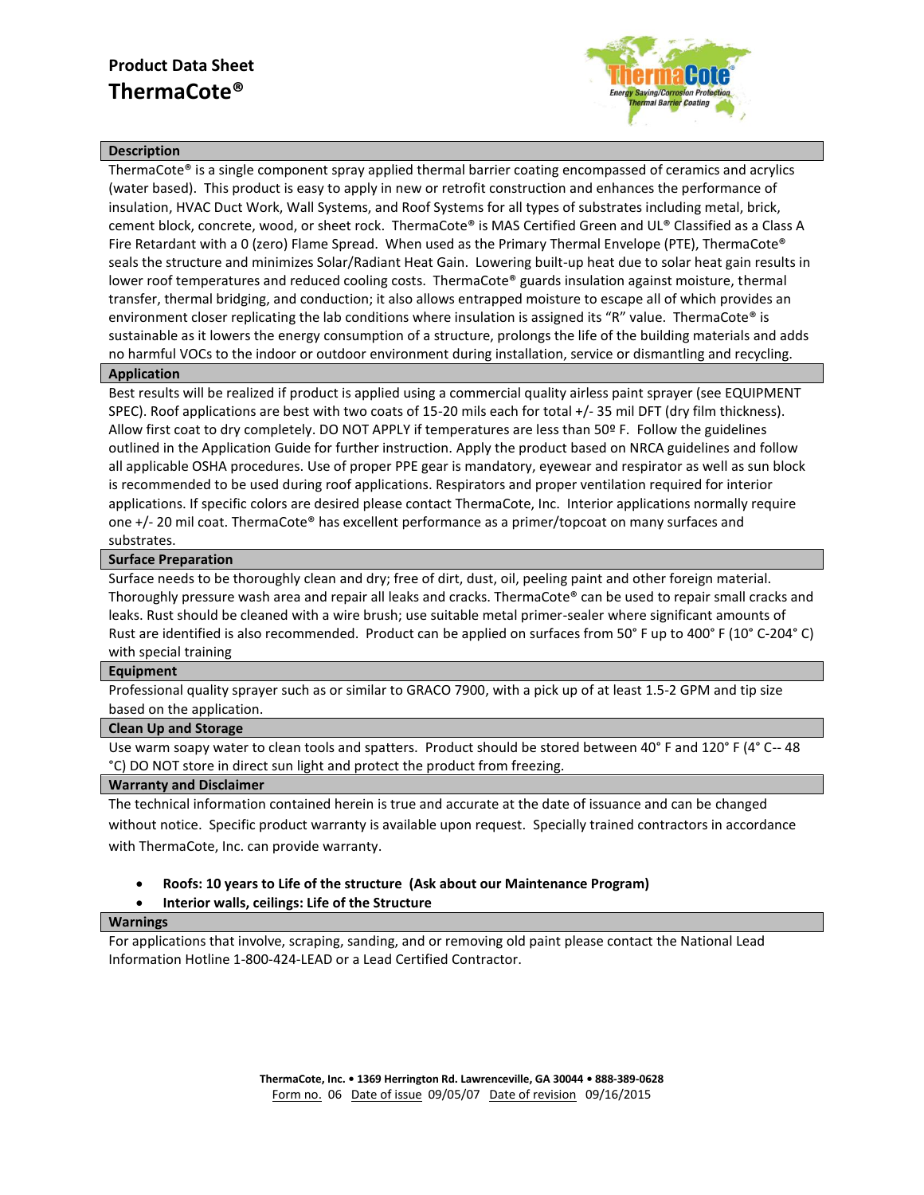# Product Data Sheet
# ThermaCote®

## Description

ThermaCote® is a single component spray applied thermal barrier coating encompassed of ceramics and acrylics (water based). This product is easy to apply in new or retrofit construction and enhances the performance of insulation, HVAC Duct Work, Wall Systems, and Roof Systems for all types of substrates including metal, brick, cement block, concrete, wood, or sheet rock. ThermaCote® is MAS Certified Green and UL® Classified as a Class A Fire Retardant with a 0 (zero) Flame Spread. When used as the Primary Thermal Envelope (PTE), ThermaCote® seals the structure and minimizes Solar/Radiant Heat Gain. Lowering built-up heat due to solar heat gain results in lower roof temperatures and reduced cooling costs. ThermaCote® guards insulation against moisture, thermal transfer, thermal bridging, and conduction; it also allows entrapped moisture to escape all of which provides an environment closer replicating the lab conditions where insulation is assigned its "R" value. ThermaCote® is sustainable as it lowers the energy consumption of a structure, prolongs the life of the building materials and adds no harmful VOCs to the indoor or outdoor environment during installation, service or dismantling and recycling.

## Application

Best results will be realized if product is applied using a commercial quality airless paint sprayer (see EQUIPMENT SPEC). Roof applications are best with two coats of 15-20 mils each for total +/- 35 mil DFT (dry film thickness). Allow first coat to dry completely. DO NOT APPLY if temperatures are less than 50º F. Follow the guidelines outlined in the Application Guide for further instruction. Apply the product based on NRCA guidelines and follow all applicable OSHA procedures. Use of proper PPE gear is mandatory, eyewear and respirator as well as sun block is recommended to be used during roof applications. Respirators and proper ventilation required for interior applications. If specific colors are desired please contact ThermaCote, Inc. Interior applications normally require one +/- 20 mil coat. ThermaCote® has excellent performance as a primer/topcoat on many surfaces and substrates.

## Surface Preparation

Surface needs to be thoroughly clean and dry; free of dirt, dust, oil, peeling paint and other foreign material. Thoroughly pressure wash area and repair all leaks and cracks. ThermaCote® can be used to repair small cracks and leaks. Rust should be cleaned with a wire brush; use suitable metal primer-sealer where significant amounts of Rust are identified is also recommended. Product can be applied on surfaces from 50° F up to 400° F (10° C-204° C) with special training

## Equipment

Professional quality sprayer such as or similar to GRACO 7900, with a pick up of at least 1.5-2 GPM and tip size based on the application.

## Clean Up and Storage

Use warm soapy water to clean tools and spatters. Product should be stored between 40° F and 120° F (4° C-- 48 °C) DO NOT store in direct sun light and protect the product from freezing.

## Warranty and Disclaimer

The technical information contained herein is true and accurate at the date of issuance and can be changed without notice. Specific product warranty is available upon request. Specially trained contractors in accordance with ThermaCote, Inc. can provide warranty.

- **Roofs: 10 years to Life of the structure (Ask about our Maintenance Program)**
- **Interior walls, ceilings: Life of the Structure**

## Warnings

For applications that involve, scraping, sanding, and or removing old paint please contact the National Lead Information Hotline 1-800-424-LEAD or a Lead Certified Contractor.

**ThermaCote, Inc. • 1369 Herrington Rd. Lawrenceville, GA 30044 • 888-389-0628**
Form no. 06 Date of issue 09/05/07 Date of revision 09/16/2015